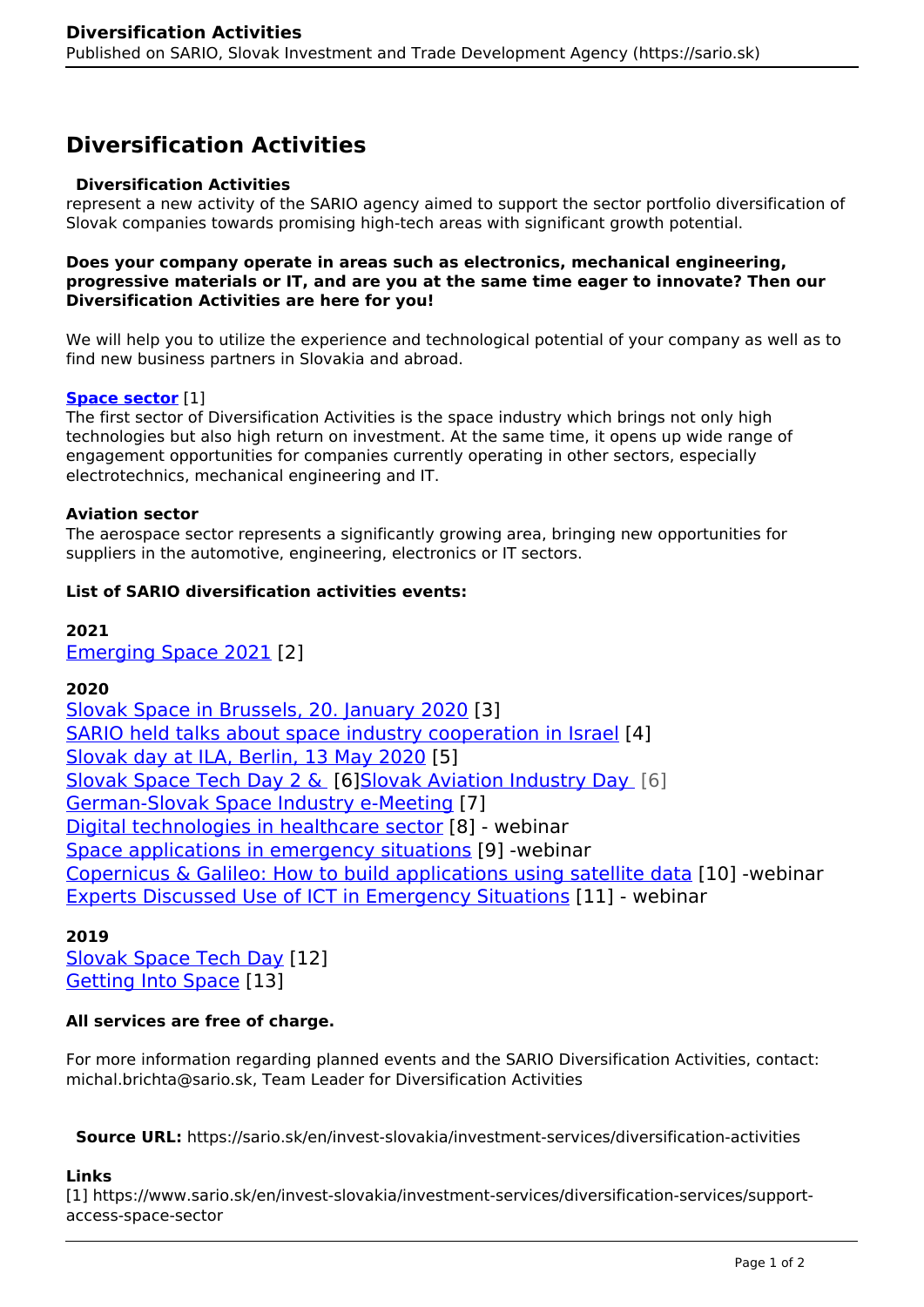# Diversification Activities

**Diversification Activities** represent a new activity of the SARIO agency aimed to support the sector portfolio diversification of Slovak companies towards promising high-tech areas with significant growth potential.

**Does your company operate in areas such as electronics, mechanical engineering, progressive materials or IT, and are you at the same time eager to innovate? Then our Diversification Activities are here for you!**

We will help you to utilize the experience and technological potential of your company as well as to find new business partners in Slovakia and abroad.

**Space sector** [1]
The first sector of Diversification Activities is the space industry which brings not only high technologies but also high return on investment. At the same time, it opens up wide range of engagement opportunities for companies currently operating in other sectors, especially electrotechnics, mechanical engineering and IT.

**Aviation sector**
The aerospace sector represents a significantly growing area, bringing new opportunities for suppliers in the automotive, engineering, electronics or IT sectors.

**List of SARIO diversification activities events:**

**2021**
Emerging Space 2021 [2]

**2020**
Slovak Space in Brussels, 20. January 2020 [3]
SARIO held talks about space industry cooperation in Israel [4]
Slovak day at ILA, Berlin, 13 May 2020 [5]
Slovak Space Tech Day 2 & [6]Slovak Aviation Industry Day [6]
German-Slovak Space Industry e-Meeting [7]
Digital technologies in healthcare sector [8] - webinar
Space applications in emergency situations [9] -webinar
Copernicus & Galileo: How to build applications using satellite data [10] -webinar
Experts Discussed Use of ICT in Emergency Situations [11] - webinar

**2019**
Slovak Space Tech Day [12]
Getting Into Space [13]

**All services are free of charge.**

For more information regarding planned events and the SARIO Diversification Activities, contact: michal.brichta@sario.sk, Team Leader for Diversification Activities

**Source URL:** https://sario.sk/en/invest-slovakia/investment-services/diversification-activities

**Links**
[1] https://www.sario.sk/en/invest-slovakia/investment-services/diversification-services/support-access-space-sector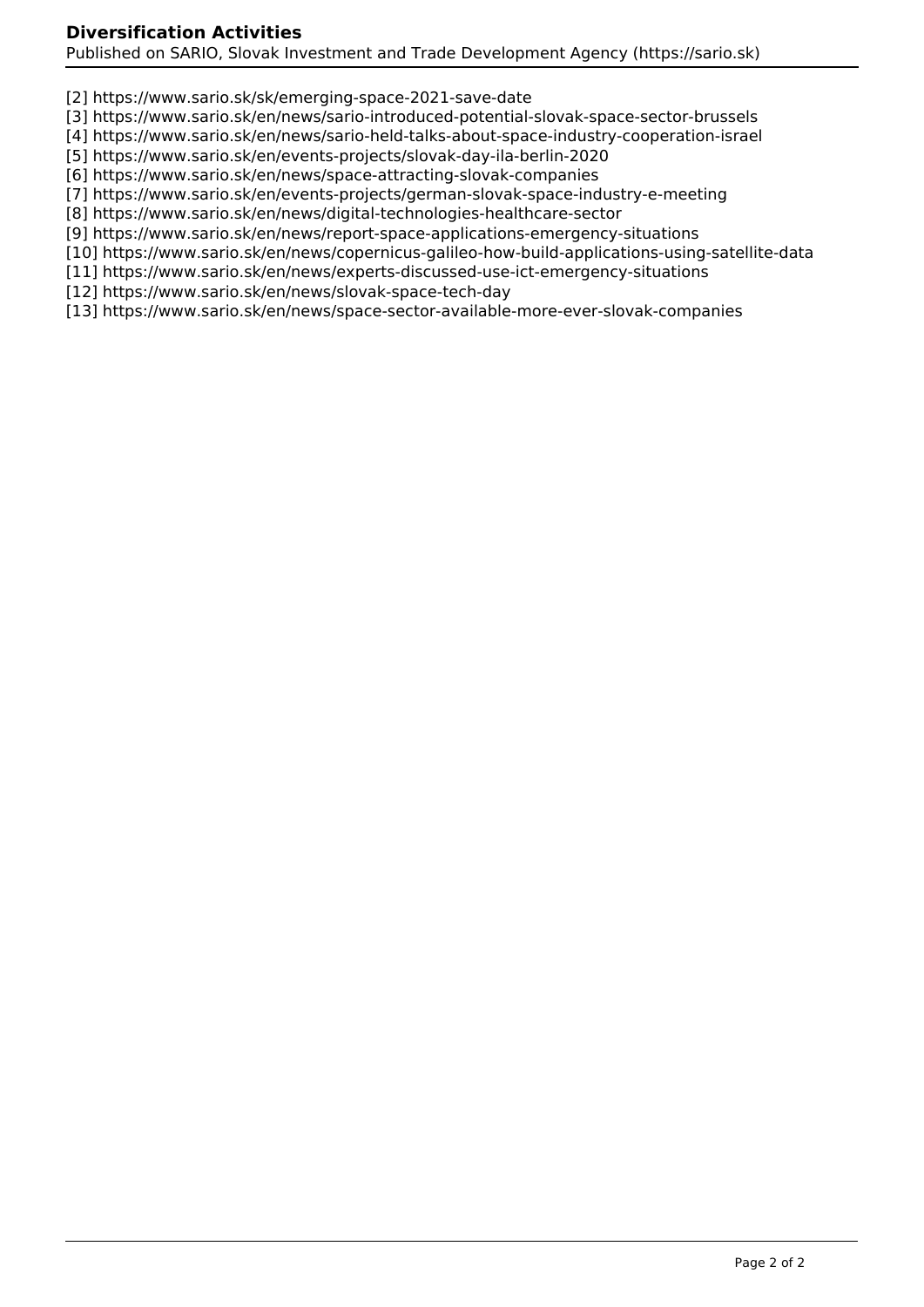[2] https://www.sario.sk/sk/emerging-space-2021-save-date
[3] https://www.sario.sk/en/news/sario-introduced-potential-slovak-space-sector-brussels
[4] https://www.sario.sk/en/news/sario-held-talks-about-space-industry-cooperation-israel
[5] https://www.sario.sk/en/events-projects/slovak-day-ila-berlin-2020
[6] https://www.sario.sk/en/news/space-attracting-slovak-companies
[7] https://www.sario.sk/en/events-projects/german-slovak-space-industry-e-meeting
[8] https://www.sario.sk/en/news/digital-technologies-healthcare-sector
[9] https://www.sario.sk/en/news/report-space-applications-emergency-situations
[10] https://www.sario.sk/en/news/copernicus-galileo-how-build-applications-using-satellite-data
[11] https://www.sario.sk/en/news/experts-discussed-use-ict-emergency-situations
[12] https://www.sario.sk/en/news/slovak-space-tech-day
[13] https://www.sario.sk/en/news/space-sector-available-more-ever-slovak-companies